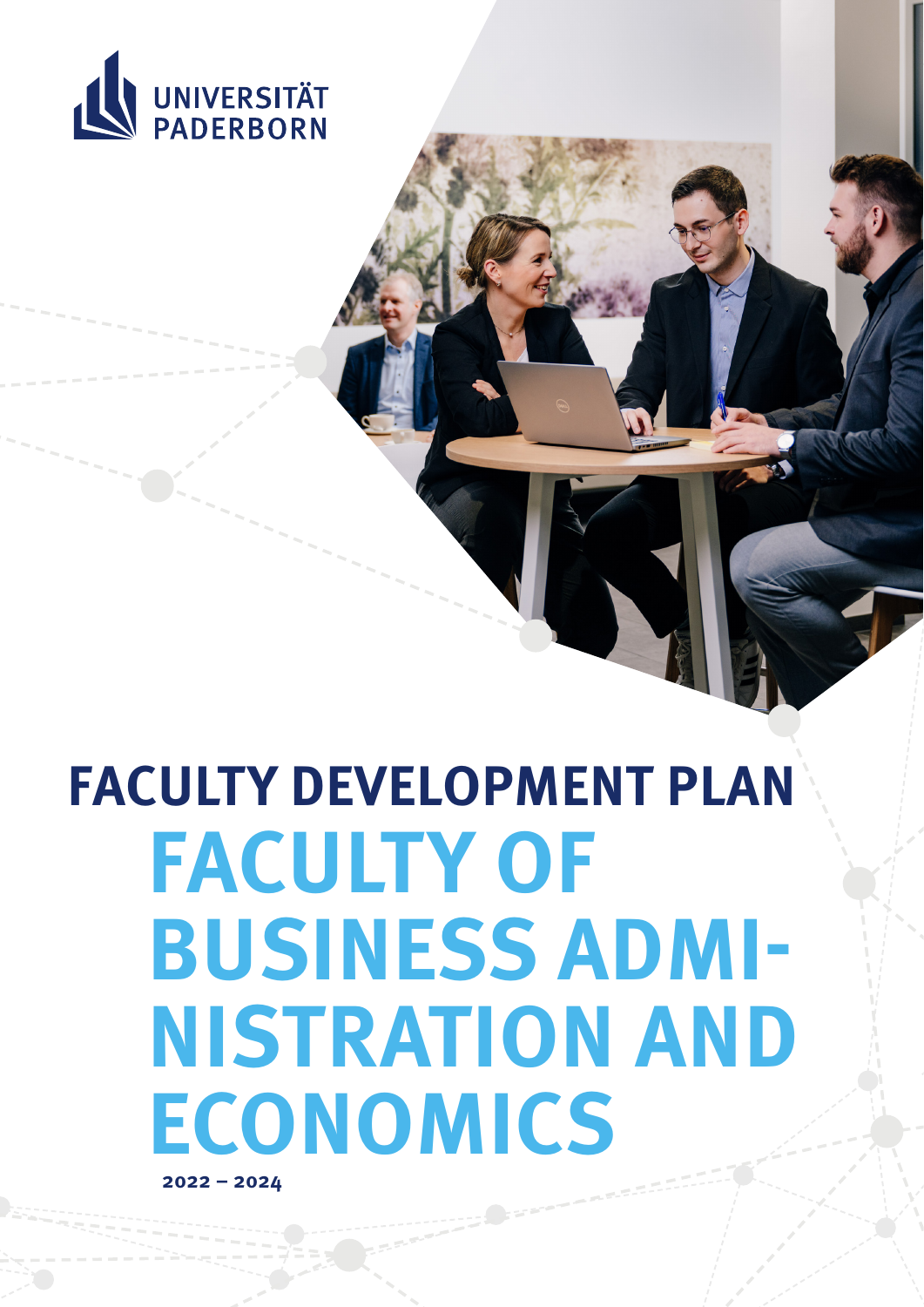UNIVERSITÄT PADERBORN

# FACULTY DEVELOPMENT PLAN

# FACULTY OF BUSINESS ADMINISTRATION AND ECONOMICS

**2022 – 2024**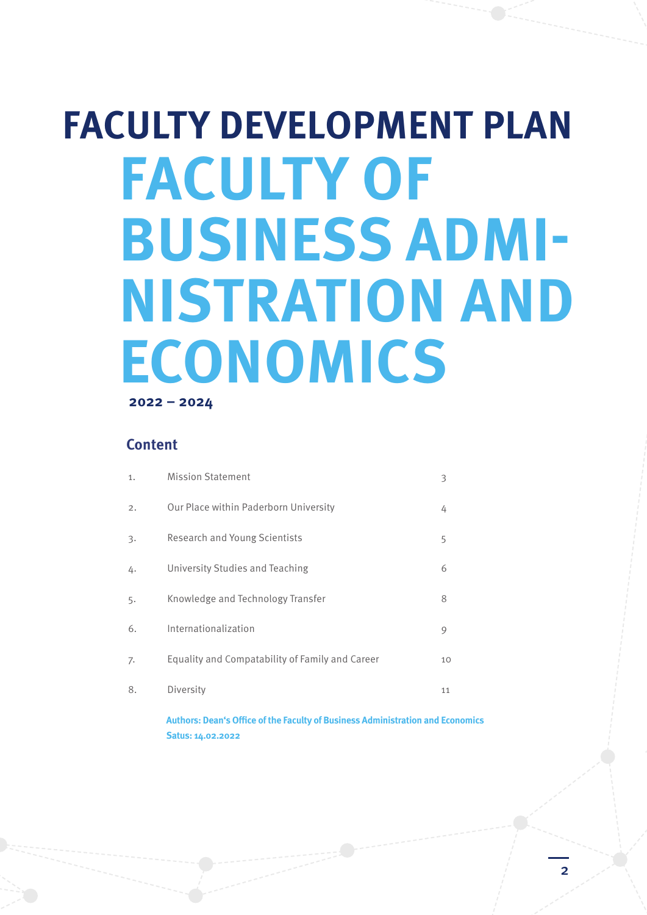# FACULTY DEVELOPMENT PLAN

# FACULTY OF BUSINESS ADMINISTRATION AND ECONOMICS

**2022 – 2024**

## Content

| | | |
|---|---|---|
| 1. | Mission Statement | 3 |
| 2. | Our Place within Paderborn University | 4 |
| 3. | Research and Young Scientists | 5 |
| 4. | University Studies and Teaching | 6 |
| 5. | Knowledge and Technology Transfer | 8 |
| 6. | Internationalization | 9 |
| 7. | Equality and Compatability of Family and Career | 10 |
| 8. | Diversity | 11 |

**Authors: Dean's Office of the Faculty of Business Administration and Economics**
**Satus: 14.02.2022**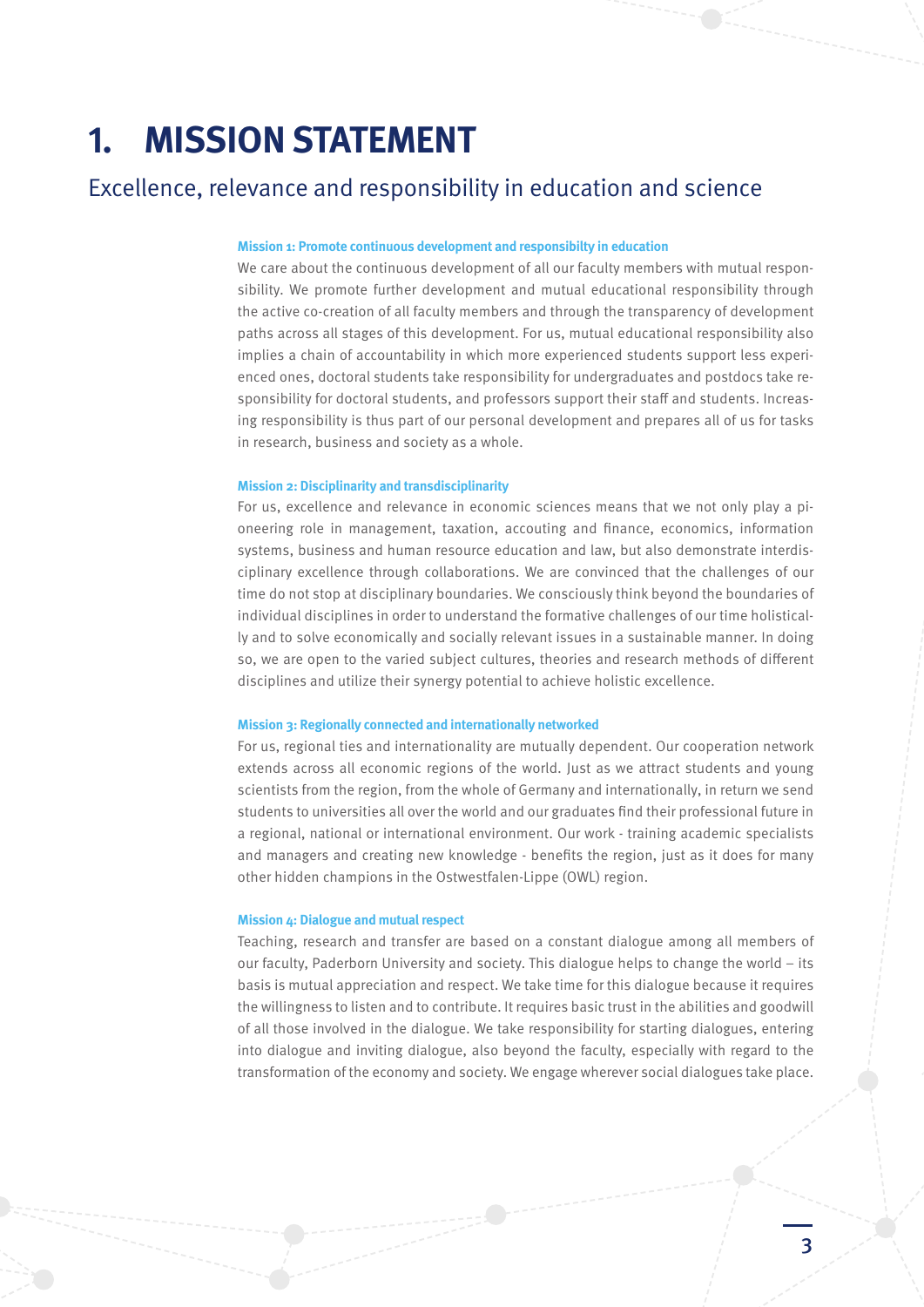# 1. MISSION STATEMENT

## Excellence, relevance and responsibility in education and science

**Mission 1: Promote continuous development and responsibilty in education**

We care about the continuous development of all our faculty members with mutual responsibility. We promote further development and mutual educational responsibility through the active co-creation of all faculty members and through the transparency of development paths across all stages of this development. For us, mutual educational responsibility also implies a chain of accountability in which more experienced students support less experienced ones, doctoral students take responsibility for undergraduates and postdocs take responsibility for doctoral students, and professors support their staff and students. Increasing responsibility is thus part of our personal development and prepares all of us for tasks in research, business and society as a whole.

**Mission 2: Disciplinarity and transdisciplinarity**

For us, excellence and relevance in economic sciences means that we not only play a pioneering role in management, taxation, accouting and finance, economics, information systems, business and human resource education and law, but also demonstrate interdisciplinary excellence through collaborations. We are convinced that the challenges of our time do not stop at disciplinary boundaries. We consciously think beyond the boundaries of individual disciplines in order to understand the formative challenges of our time holistically and to solve economically and socially relevant issues in a sustainable manner. In doing so, we are open to the varied subject cultures, theories and research methods of different disciplines and utilize their synergy potential to achieve holistic excellence.

**Mission 3: Regionally connected and internationally networked**

For us, regional ties and internationality are mutually dependent. Our cooperation network extends across all economic regions of the world. Just as we attract students and young scientists from the region, from the whole of Germany and internationally, in return we send students to universities all over the world and our graduates find their professional future in a regional, national or international environment. Our work - training academic specialists and managers and creating new knowledge - benefits the region, just as it does for many other hidden champions in the Ostwestfalen-Lippe (OWL) region.

**Mission 4: Dialogue and mutual respect**

Teaching, research and transfer are based on a constant dialogue among all members of our faculty, Paderborn University and society. This dialogue helps to change the world – its basis is mutual appreciation and respect. We take time for this dialogue because it requires the willingness to listen and to contribute. It requires basic trust in the abilities and goodwill of all those involved in the dialogue. We take responsibility for starting dialogues, entering into dialogue and inviting dialogue, also beyond the faculty, especially with regard to the transformation of the economy and society. We engage wherever social dialogues take place.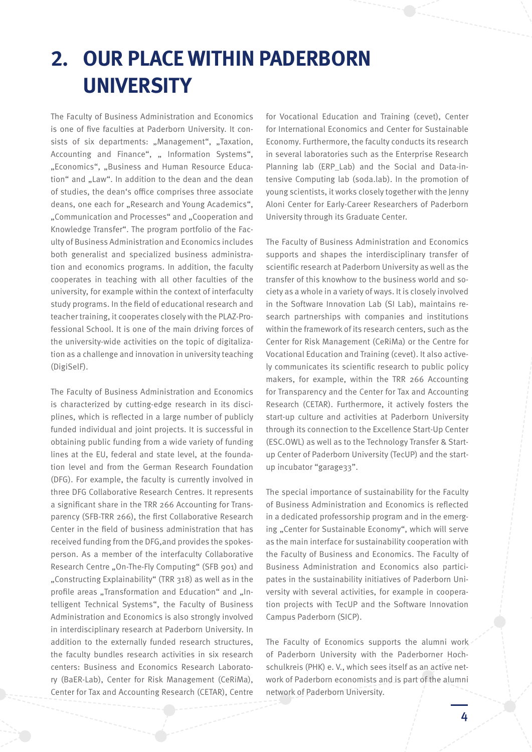# 2. OUR PLACE WITHIN PADERBORN UNIVERSITY

The Faculty of Business Administration and Economics is one of five faculties at Paderborn University. It consists of six departments: „Management", „Taxation, Accounting and Finance", „ Information Systems", „Economics", „Business and Human Resource Education" and „Law". In addition to the dean and the dean of studies, the dean's office comprises three associate deans, one each for „Research and Young Academics", „Communication and Processes" and „Cooperation and Knowledge Transfer". The program portfolio of the Faculty of Business Administration and Economics includes both generalist and specialized business administration and economics programs. In addition, the faculty cooperates in teaching with all other faculties of the university, for example within the context of interfaculty study programs. In the field of educational research and teacher training, it cooperates closely with the PLAZ-Professional School. It is one of the main driving forces of the university-wide activities on the topic of digitalization as a challenge and innovation in university teaching (DigiSelF).

The Faculty of Business Administration and Economics is characterized by cutting-edge research in its disciplines, which is reflected in a large number of publicly funded individual and joint projects. It is successful in obtaining public funding from a wide variety of funding lines at the EU, federal and state level, at the foundation level and from the German Research Foundation (DFG). For example, the faculty is currently involved in three DFG Collaborative Research Centres. It represents a significant share in the TRR 266 Accounting for Transparency (SFB-TRR 266), the first Collaborative Research Center in the field of business administration that has received funding from the DFG,and provides the spokesperson. As a member of the interfaculty Collaborative Research Centre „On-The-Fly Computing" (SFB 901) and „Constructing Explainability" (TRR 318) as well as in the profile areas „Transformation and Education" and „Intelligent Technical Systems", the Faculty of Business Administration and Economics is also strongly involved in interdisciplinary research at Paderborn University. In addition to the externally funded research structures, the faculty bundles research activities in six research centers: Business and Economics Research Laboratory (BaER-Lab), Center for Risk Management (CeRiMa), Center for Tax and Accounting Research (CETAR), Centre for Vocational Education and Training (cevet), Center for International Economics and Center for Sustainable Economy. Furthermore, the faculty conducts its research in several laboratories such as the Enterprise Research Planning lab (ERP_Lab) and the Social and Data-intensive Computing lab (soda.lab). In the promotion of young scientists, it works closely together with the Jenny Aloni Center for Early-Career Researchers of Paderborn University through its Graduate Center.

The Faculty of Business Administration and Economics supports and shapes the interdisciplinary transfer of scientific research at Paderborn University as well as the transfer of this knowhow to the business world and society as a whole in a variety of ways. It is closely involved in the Software Innovation Lab (SI Lab), maintains research partnerships with companies and institutions within the framework of its research centers, such as the Center for Risk Management (CeRiMa) or the Centre for Vocational Education and Training (cevet). It also actively communicates its scientific research to public policy makers, for example, within the TRR 266 Accounting for Transparency and the Center for Tax and Accounting Research (CETAR). Furthermore, it actively fosters the start-up culture and activities at Paderborn University through its connection to the Excellence Start-Up Center (ESC.OWL) as well as to the Technology Transfer & Start-up Center of Paderborn University (TecUP) and the start-up incubator "garage33".

The special importance of sustainability for the Faculty of Business Administration and Economics is reflected in a dedicated professorship program and in the emerging „Center for Sustainable Economy", which will serve as the main interface for sustainability cooperation with the Faculty of Business and Economics. The Faculty of Business Administration and Economics also participates in the sustainability initiatives of Paderborn University with several activities, for example in cooperation projects with TecUP and the Software Innovation Campus Paderborn (SICP).

The Faculty of Economics supports the alumni work of Paderborn University with the Paderborner Hochschulkreis (PHK) e. V., which sees itself as an active network of Paderborn economists and is part of the alumni network of Paderborn University.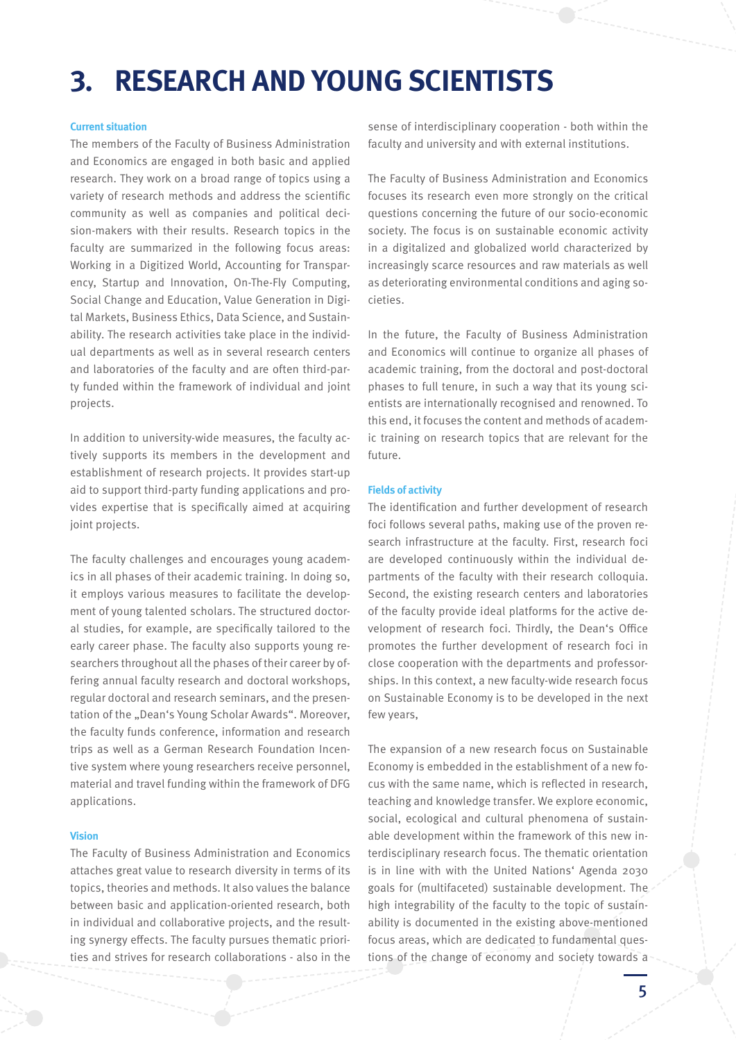# 3. RESEARCH AND YOUNG SCIENTISTS

#### Current situation

The members of the Faculty of Business Administration and Economics are engaged in both basic and applied research. They work on a broad range of topics using a variety of research methods and address the scientific community as well as companies and political decision-makers with their results. Research topics in the faculty are summarized in the following focus areas: Working in a Digitized World, Accounting for Transparency, Startup and Innovation, On-The-Fly Computing, Social Change and Education, Value Generation in Digital Markets, Business Ethics, Data Science, and Sustainability. The research activities take place in the individual departments as well as in several research centers and laboratories of the faculty and are often third-party funded within the framework of individual and joint projects.

In addition to university-wide measures, the faculty actively supports its members in the development and establishment of research projects. It provides start-up aid to support third-party funding applications and provides expertise that is specifically aimed at acquiring joint projects.

The faculty challenges and encourages young academics in all phases of their academic training. In doing so, it employs various measures to facilitate the development of young talented scholars. The structured doctoral studies, for example, are specifically tailored to the early career phase. The faculty also supports young researchers throughout all the phases of their career by offering annual faculty research and doctoral workshops, regular doctoral and research seminars, and the presentation of the „Dean's Young Scholar Awards". Moreover, the faculty funds conference, information and research trips as well as a German Research Foundation Incentive system where young researchers receive personnel, material and travel funding within the framework of DFG applications.

#### Vision

The Faculty of Business Administration and Economics attaches great value to research diversity in terms of its topics, theories and methods. It also values the balance between basic and application-oriented research, both in individual and collaborative projects, and the resulting synergy effects. The faculty pursues thematic priorities and strives for research collaborations - also in the sense of interdisciplinary cooperation - both within the faculty and university and with external institutions.

The Faculty of Business Administration and Economics focuses its research even more strongly on the critical questions concerning the future of our socio-economic society. The focus is on sustainable economic activity in a digitalized and globalized world characterized by increasingly scarce resources and raw materials as well as deteriorating environmental conditions and aging societies.

In the future, the Faculty of Business Administration and Economics will continue to organize all phases of academic training, from the doctoral and post-doctoral phases to full tenure, in such a way that its young scientists are internationally recognised and renowned. To this end, it focuses the content and methods of academic training on research topics that are relevant for the future.

#### Fields of activity

The identification and further development of research foci follows several paths, making use of the proven research infrastructure at the faculty. First, research foci are developed continuously within the individual departments of the faculty with their research colloquia. Second, the existing research centers and laboratories of the faculty provide ideal platforms for the active development of research foci. Thirdly, the Dean's Office promotes the further development of research foci in close cooperation with the departments and professorships. In this context, a new faculty-wide research focus on Sustainable Economy is to be developed in the next few years,

The expansion of a new research focus on Sustainable Economy is embedded in the establishment of a new focus with the same name, which is reflected in research, teaching and knowledge transfer. We explore economic, social, ecological and cultural phenomena of sustainable development within the framework of this new interdisciplinary research focus. The thematic orientation is in line with with the United Nations' Agenda 2030 goals for (multifaceted) sustainable development. The high integrability of the faculty to the topic of sustainability is documented in the existing above-mentioned focus areas, which are dedicated to fundamental questions of the change of economy and society towards a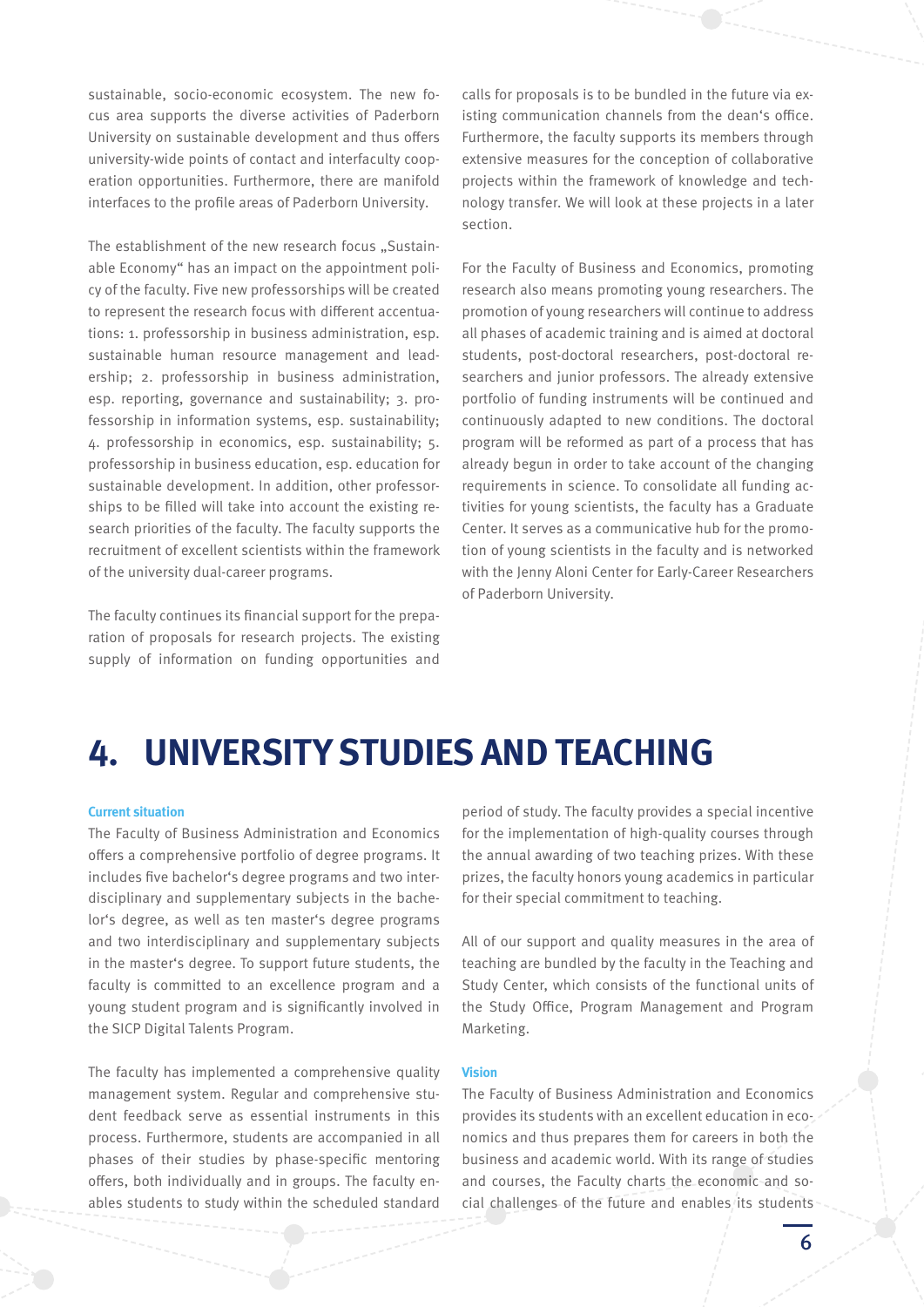sustainable, socio-economic ecosystem. The new focus area supports the diverse activities of Paderborn University on sustainable development and thus offers university-wide points of contact and interfaculty cooperation opportunities. Furthermore, there are manifold interfaces to the profile areas of Paderborn University.

The establishment of the new research focus „Sustainable Economy" has an impact on the appointment policy of the faculty. Five new professorships will be created to represent the research focus with different accentuations: 1. professorship in business administration, esp. sustainable human resource management and leadership; 2. professorship in business administration, esp. reporting, governance and sustainability; 3. professorship in information systems, esp. sustainability; 4. professorship in economics, esp. sustainability; 5. professorship in business education, esp. education for sustainable development. In addition, other professorships to be filled will take into account the existing research priorities of the faculty. The faculty supports the recruitment of excellent scientists within the framework of the university dual-career programs.

The faculty continues its financial support for the preparation of proposals for research projects. The existing supply of information on funding opportunities and calls for proposals is to be bundled in the future via existing communication channels from the dean's office. Furthermore, the faculty supports its members through extensive measures for the conception of collaborative projects within the framework of knowledge and technology transfer. We will look at these projects in a later section.

For the Faculty of Business and Economics, promoting research also means promoting young researchers. The promotion of young researchers will continue to address all phases of academic training and is aimed at doctoral students, post-doctoral researchers, post-doctoral researchers and junior professors. The already extensive portfolio of funding instruments will be continued and continuously adapted to new conditions. The doctoral program will be reformed as part of a process that has already begun in order to take account of the changing requirements in science. To consolidate all funding activities for young scientists, the faculty has a Graduate Center. It serves as a communicative hub for the promotion of young scientists in the faculty and is networked with the Jenny Aloni Center for Early-Career Researchers of Paderborn University.

# 4. UNIVERSITY STUDIES AND TEACHING

#### Current situation

The Faculty of Business Administration and Economics offers a comprehensive portfolio of degree programs. It includes five bachelor's degree programs and two interdisciplinary and supplementary subjects in the bachelor's degree, as well as ten master's degree programs and two interdisciplinary and supplementary subjects in the master's degree. To support future students, the faculty is committed to an excellence program and a young student program and is significantly involved in the SICP Digital Talents Program.

The faculty has implemented a comprehensive quality management system. Regular and comprehensive student feedback serve as essential instruments in this process. Furthermore, students are accompanied in all phases of their studies by phase-specific mentoring offers, both individually and in groups. The faculty enables students to study within the scheduled standard period of study. The faculty provides a special incentive for the implementation of high-quality courses through the annual awarding of two teaching prizes. With these prizes, the faculty honors young academics in particular for their special commitment to teaching.

All of our support and quality measures in the area of teaching are bundled by the faculty in the Teaching and Study Center, which consists of the functional units of the Study Office, Program Management and Program Marketing.

#### Vision

The Faculty of Business Administration and Economics provides its students with an excellent education in economics and thus prepares them for careers in both the business and academic world. With its range of studies and courses, the Faculty charts the economic and social challenges of the future and enables its students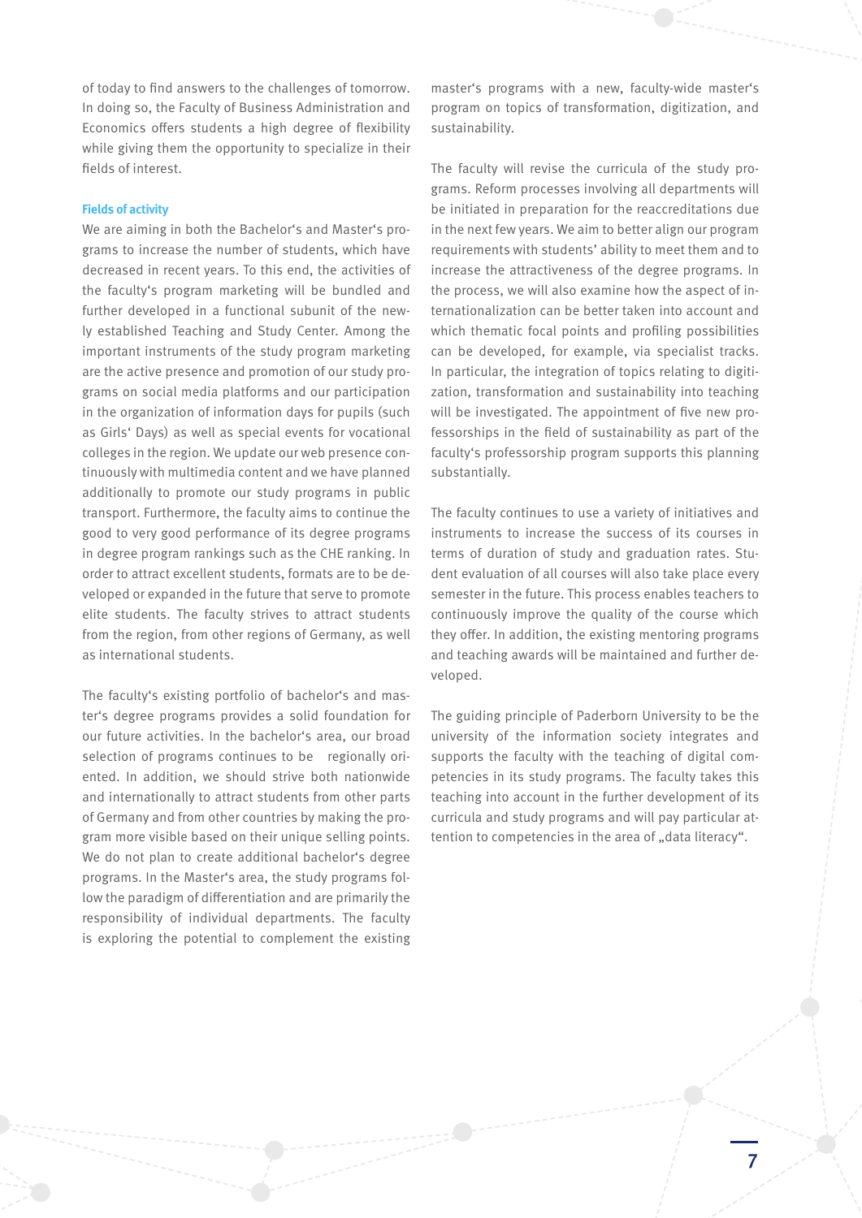of today to find answers to the challenges of tomorrow. In doing so, the Faculty of Business Administration and Economics offers students a high degree of flexibility while giving them the opportunity to specialize in their fields of interest.

### Fields of activity

We are aiming in both the Bachelor‘s and Master‘s programs to increase the number of students, which have decreased in recent years. To this end, the activities of the faculty‘s program marketing will be bundled and further developed in a functional subunit of the newly established Teaching and Study Center. Among the important instruments of the study program marketing are the active presence and promotion of our study programs on social media platforms and our participation in the organization of information days for pupils (such as Girls‘ Days) as well as special events for vocational colleges in the region. We update our web presence continuously with multimedia content and we have planned additionally to promote our study programs in public transport. Furthermore, the faculty aims to continue the good to very good performance of its degree programs in degree program rankings such as the CHE ranking. In order to attract excellent students, formats are to be developed or expanded in the future that serve to promote elite students. The faculty strives to attract students from the region, from other regions of Germany, as well as international students.

The faculty‘s existing portfolio of bachelor‘s and master‘s degree programs provides a solid foundation for our future activities. In the bachelor‘s area, our broad selection of programs continues to be regionally oriented. In addition, we should strive both nationwide and internationally to attract students from other parts of Germany and from other countries by making the program more visible based on their unique selling points. We do not plan to create additional bachelor‘s degree programs. In the Master‘s area, the study programs follow the paradigm of differentiation and are primarily the responsibility of individual departments. The faculty is exploring the potential to complement the existing master‘s programs with a new, faculty-wide master‘s program on topics of transformation, digitization, and sustainability.

The faculty will revise the curricula of the study programs. Reform processes involving all departments will be initiated in preparation for the reaccreditations due in the next few years. We aim to better align our program requirements with students’ ability to meet them and to increase the attractiveness of the degree programs. In the process, we will also examine how the aspect of internationalization can be better taken into account and which thematic focal points and profiling possibilities can be developed, for example, via specialist tracks. In particular, the integration of topics relating to digitization, transformation and sustainability into teaching will be investigated. The appointment of five new professorships in the field of sustainability as part of the faculty‘s professorship program supports this planning substantially.

The faculty continues to use a variety of initiatives and instruments to increase the success of its courses in terms of duration of study and graduation rates. Student evaluation of all courses will also take place every semester in the future. This process enables teachers to continuously improve the quality of the course which they offer. In addition, the existing mentoring programs and teaching awards will be maintained and further developed.

The guiding principle of Paderborn University to be the university of the information society integrates and supports the faculty with the teaching of digital competencies in its study programs. The faculty takes this teaching into account in the further development of its curricula and study programs and will pay particular attention to competencies in the area of „data literacy“.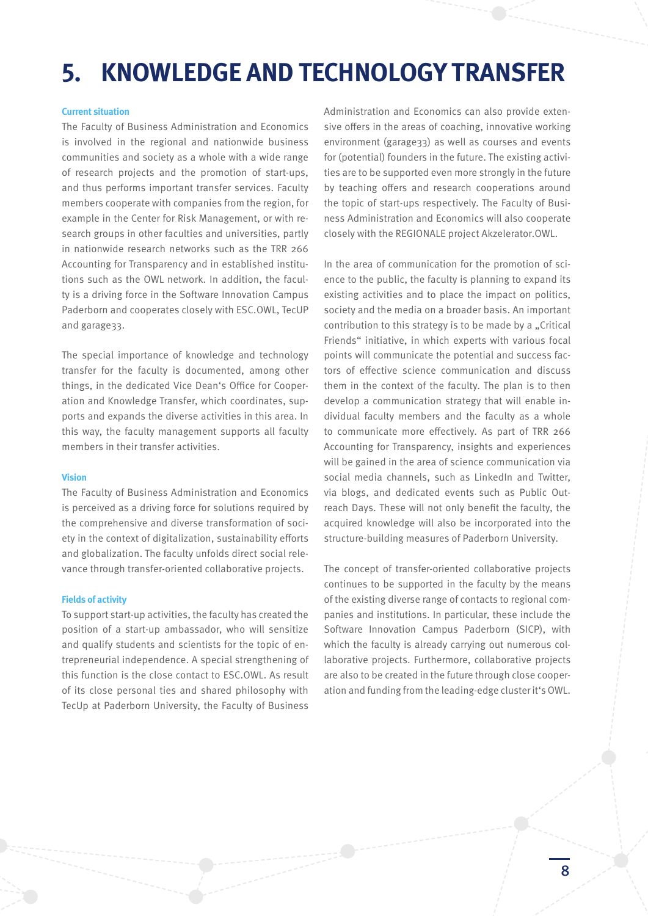# 5. KNOWLEDGE AND TECHNOLOGY TRANSFER

### Current situation

The Faculty of Business Administration and Economics is involved in the regional and nationwide business communities and society as a whole with a wide range of research projects and the promotion of start-ups, and thus performs important transfer services. Faculty members cooperate with companies from the region, for example in the Center for Risk Management, or with research groups in other faculties and universities, partly in nationwide research networks such as the TRR 266 Accounting for Transparency and in established institutions such as the OWL network. In addition, the faculty is a driving force in the Software Innovation Campus Paderborn and cooperates closely with ESC.OWL, TecUP and garage33.

The special importance of knowledge and technology transfer for the faculty is documented, among other things, in the dedicated Vice Dean's Office for Cooperation and Knowledge Transfer, which coordinates, supports and expands the diverse activities in this area. In this way, the faculty management supports all faculty members in their transfer activities.

### Vision

The Faculty of Business Administration and Economics is perceived as a driving force for solutions required by the comprehensive and diverse transformation of society in the context of digitalization, sustainability efforts and globalization. The faculty unfolds direct social relevance through transfer-oriented collaborative projects.

### Fields of activity

To support start-up activities, the faculty has created the position of a start-up ambassador, who will sensitize and qualify students and scientists for the topic of entrepreneurial independence. A special strengthening of this function is the close contact to ESC.OWL. As result of its close personal ties and shared philosophy with TecUp at Paderborn University, the Faculty of Business Administration and Economics can also provide extensive offers in the areas of coaching, innovative working environment (garage33) as well as courses and events for (potential) founders in the future. The existing activities are to be supported even more strongly in the future by teaching offers and research cooperations around the topic of start-ups respectively. The Faculty of Business Administration and Economics will also cooperate closely with the REGIONALE project Akzelerator.OWL.

In the area of communication for the promotion of science to the public, the faculty is planning to expand its existing activities and to place the impact on politics, society and the media on a broader basis. An important contribution to this strategy is to be made by a „Critical Friends" initiative, in which experts with various focal points will communicate the potential and success factors of effective science communication and discuss them in the context of the faculty. The plan is to then develop a communication strategy that will enable individual faculty members and the faculty as a whole to communicate more effectively. As part of TRR 266 Accounting for Transparency, insights and experiences will be gained in the area of science communication via social media channels, such as LinkedIn and Twitter, via blogs, and dedicated events such as Public Outreach Days. These will not only benefit the faculty, the acquired knowledge will also be incorporated into the structure-building measures of Paderborn University.

The concept of transfer-oriented collaborative projects continues to be supported in the faculty by the means of the existing diverse range of contacts to regional companies and institutions. In particular, these include the Software Innovation Campus Paderborn (SICP), with which the faculty is already carrying out numerous collaborative projects. Furthermore, collaborative projects are also to be created in the future through close cooperation and funding from the leading-edge cluster it's OWL.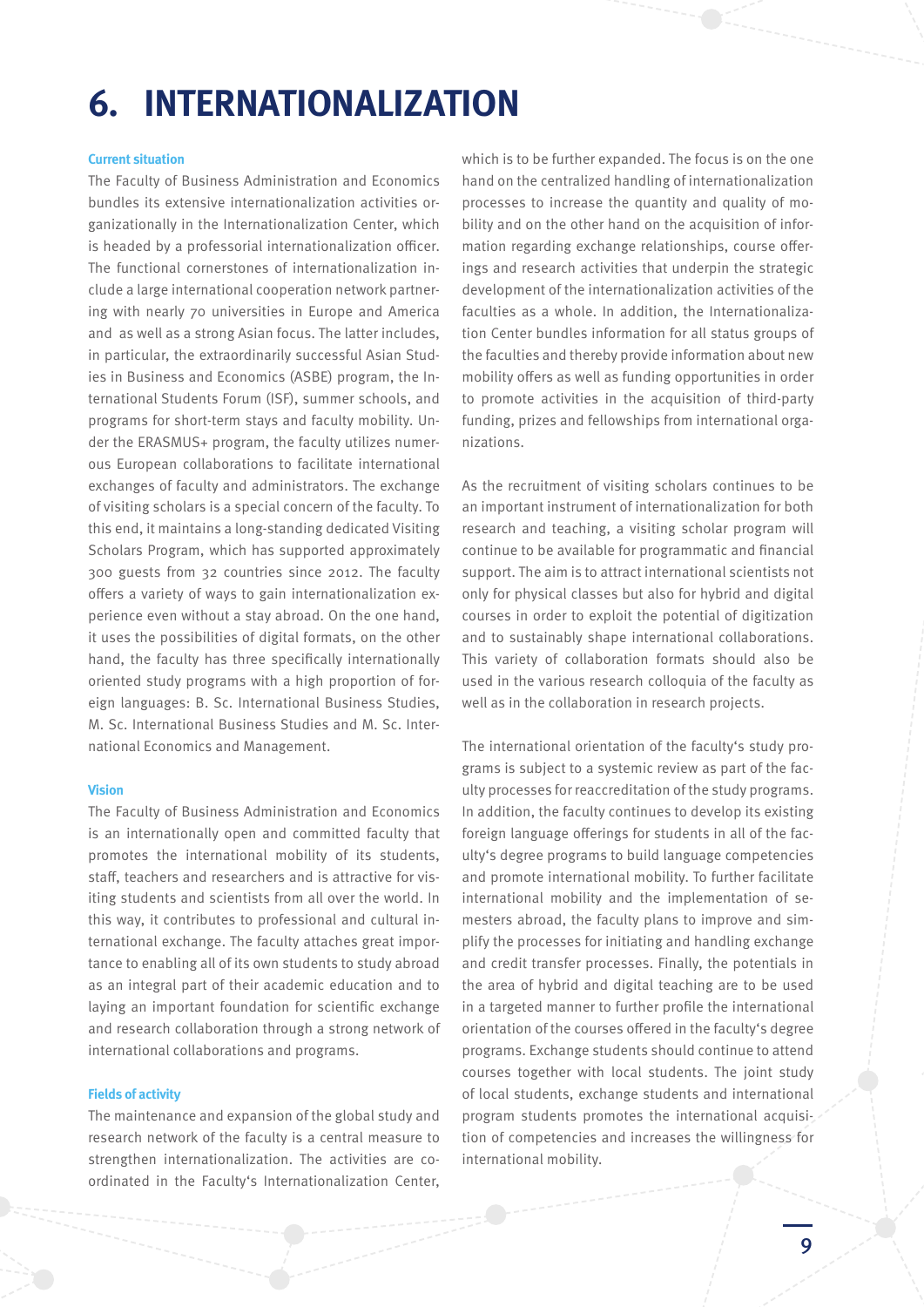# 6. INTERNATIONALIZATION

#### Current situation

The Faculty of Business Administration and Economics bundles its extensive internationalization activities organizationally in the Internationalization Center, which is headed by a professorial internationalization officer. The functional cornerstones of internationalization include a large international cooperation network partnering with nearly 70 universities in Europe and America and  as well as a strong Asian focus. The latter includes, in particular, the extraordinarily successful Asian Studies in Business and Economics (ASBE) program, the International Students Forum (ISF), summer schools, and programs for short-term stays and faculty mobility. Under the ERASMUS+ program, the faculty utilizes numerous European collaborations to facilitate international exchanges of faculty and administrators. The exchange of visiting scholars is a special concern of the faculty. To this end, it maintains a long-standing dedicated Visiting Scholars Program, which has supported approximately 300 guests from 32 countries since 2012. The faculty offers a variety of ways to gain internationalization experience even without a stay abroad. On the one hand, it uses the possibilities of digital formats, on the other hand, the faculty has three specifically internationally oriented study programs with a high proportion of foreign languages: B. Sc. International Business Studies, M. Sc. International Business Studies and M. Sc. International Economics and Management.

#### Vision

The Faculty of Business Administration and Economics is an internationally open and committed faculty that promotes the international mobility of its students, staff, teachers and researchers and is attractive for visiting students and scientists from all over the world. In this way, it contributes to professional and cultural international exchange. The faculty attaches great importance to enabling all of its own students to study abroad as an integral part of their academic education and to laying an important foundation for scientific exchange and research collaboration through a strong network of international collaborations and programs.

#### Fields of activity

The maintenance and expansion of the global study and research network of the faculty is a central measure to strengthen internationalization. The activities are coordinated in the Faculty's Internationalization Center, which is to be further expanded. The focus is on the one hand on the centralized handling of internationalization processes to increase the quantity and quality of mobility and on the other hand on the acquisition of information regarding exchange relationships, course offerings and research activities that underpin the strategic development of the internationalization activities of the faculties as a whole. In addition, the Internationalization Center bundles information for all status groups of the faculties and thereby provide information about new mobility offers as well as funding opportunities in order to promote activities in the acquisition of third-party funding, prizes and fellowships from international organizations.

As the recruitment of visiting scholars continues to be an important instrument of internationalization for both research and teaching, a visiting scholar program will continue to be available for programmatic and financial support. The aim is to attract international scientists not only for physical classes but also for hybrid and digital courses in order to exploit the potential of digitization and to sustainably shape international collaborations. This variety of collaboration formats should also be used in the various research colloquia of the faculty as well as in the collaboration in research projects.

The international orientation of the faculty's study programs is subject to a systemic review as part of the faculty processes for reaccreditation of the study programs. In addition, the faculty continues to develop its existing foreign language offerings for students in all of the faculty's degree programs to build language competencies and promote international mobility. To further facilitate international mobility and the implementation of semesters abroad, the faculty plans to improve and simplify the processes for initiating and handling exchange and credit transfer processes. Finally, the potentials in the area of hybrid and digital teaching are to be used in a targeted manner to further profile the international orientation of the courses offered in the faculty's degree programs. Exchange students should continue to attend courses together with local students. The joint study of local students, exchange students and international program students promotes the international acquisition of competencies and increases the willingness for international mobility.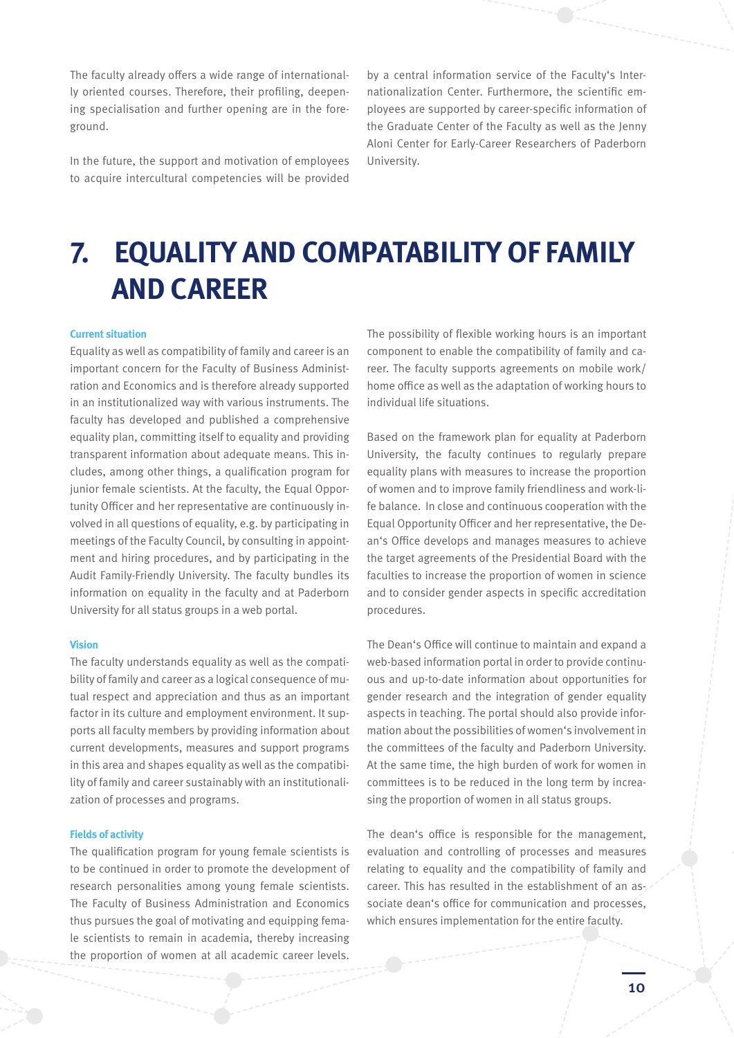The faculty already offers a wide range of internationally oriented courses. Therefore, their profiling, deepening specialisation and further opening are in the foreground.

In the future, the support and motivation of employees to acquire intercultural competencies will be provided by a central information service of the Faculty's Internationalization Center. Furthermore, the scientific employees are supported by career-specific information of the Graduate Center of the Faculty as well as the Jenny Aloni Center for Early-Career Researchers of Paderborn University.

# 7. EQUALITY AND COMPATABILITY OF FAMILY AND CAREER

**Current situation**

Equality as well as compatibility of family and career is an important concern for the Faculty of Business Administration and Economics and is therefore already supported in an institutionalized way with various instruments. The faculty has developed and published a comprehensive equality plan, committing itself to equality and providing transparent information about adequate means. This includes, among other things, a qualification program for junior female scientists. At the faculty, the Equal Opportunity Officer and her representative are continuously involved in all questions of equality, e.g. by participating in meetings of the Faculty Council, by consulting in appointment and hiring procedures, and by participating in the Audit Family-Friendly University. The faculty bundles its information on equality in the faculty and at Paderborn University for all status groups in a web portal.

**Vision**

The faculty understands equality as well as the compatibility of family and career as a logical consequence of mutual respect and appreciation and thus as an important factor in its culture and employment environment. It supports all faculty members by providing information about current developments, measures and support programs in this area and shapes equality as well as the compatibility of family and career sustainably with an institutionalization of processes and programs.

**Fields of activity**

The qualification program for young female scientists is to be continued in order to promote the development of research personalities among young female scientists. The Faculty of Business Administration and Economics thus pursues the goal of motivating and equipping female scientists to remain in academia, thereby increasing the proportion of women at all academic career levels.

The possibility of flexible working hours is an important component to enable the compatibility of family and career. The faculty supports agreements on mobile work/home office as well as the adaptation of working hours to individual life situations.

Based on the framework plan for equality at Paderborn University, the faculty continues to regularly prepare equality plans with measures to increase the proportion of women and to improve family friendliness and work-life balance. In close and continuous cooperation with the Equal Opportunity Officer and her representative, the Dean's Office develops and manages measures to achieve the target agreements of the Presidential Board with the faculties to increase the proportion of women in science and to consider gender aspects in specific accreditation procedures.

The Dean's Office will continue to maintain and expand a web-based information portal in order to provide continuous and up-to-date information about opportunities for gender research and the integration of gender equality aspects in teaching. The portal should also provide information about the possibilities of women's involvement in the committees of the faculty and Paderborn University. At the same time, the high burden of work for women in committees is to be reduced in the long term by increasing the proportion of women in all status groups.

The dean's office is responsible for the management, evaluation and controlling of processes and measures relating to equality and the compatibility of family and career. This has resulted in the establishment of an associate dean's office for communication and processes, which ensures implementation for the entire faculty.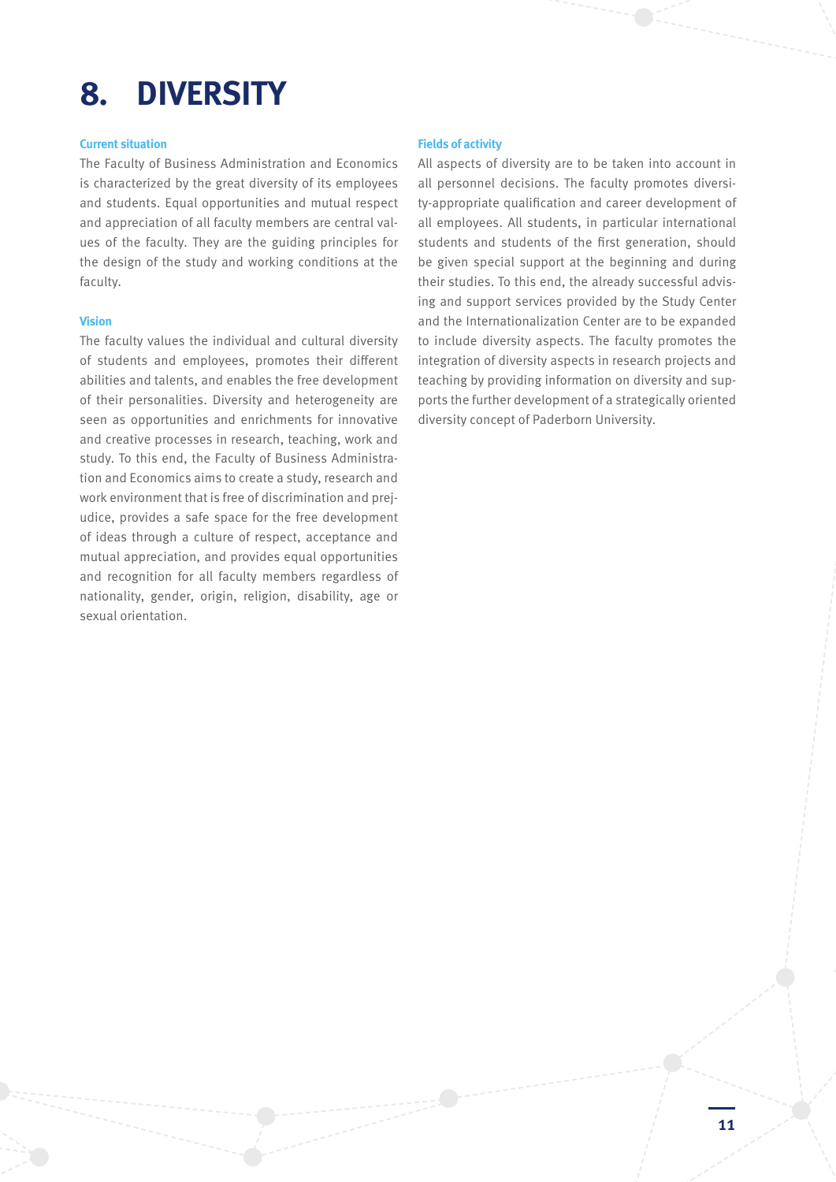# 8. DIVERSITY

### Current situation

The Faculty of Business Administration and Economics is characterized by the great diversity of its employees and students. Equal opportunities and mutual respect and appreciation of all faculty members are central values of the faculty. They are the guiding principles for the design of the study and working conditions at the faculty.

### Vision

The faculty values the individual and cultural diversity of students and employees, promotes their different abilities and talents, and enables the free development of their personalities. Diversity and heterogeneity are seen as opportunities and enrichments for innovative and creative processes in research, teaching, work and study. To this end, the Faculty of Business Administration and Economics aims to create a study, research and work environment that is free of discrimination and prejudice, provides a safe space for the free development of ideas through a culture of respect, acceptance and mutual appreciation, and provides equal opportunities and recognition for all faculty members regardless of nationality, gender, origin, religion, disability, age or sexual orientation.

### Fields of activity

All aspects of diversity are to be taken into account in all personnel decisions. The faculty promotes diversity-appropriate qualification and career development of all employees. All students, in particular international students and students of the first generation, should be given special support at the beginning and during their studies. To this end, the already successful advising and support services provided by the Study Center and the Internationalization Center are to be expanded to include diversity aspects. The faculty promotes the integration of diversity aspects in research projects and teaching by providing information on diversity and supports the further development of a strategically oriented diversity concept of Paderborn University.